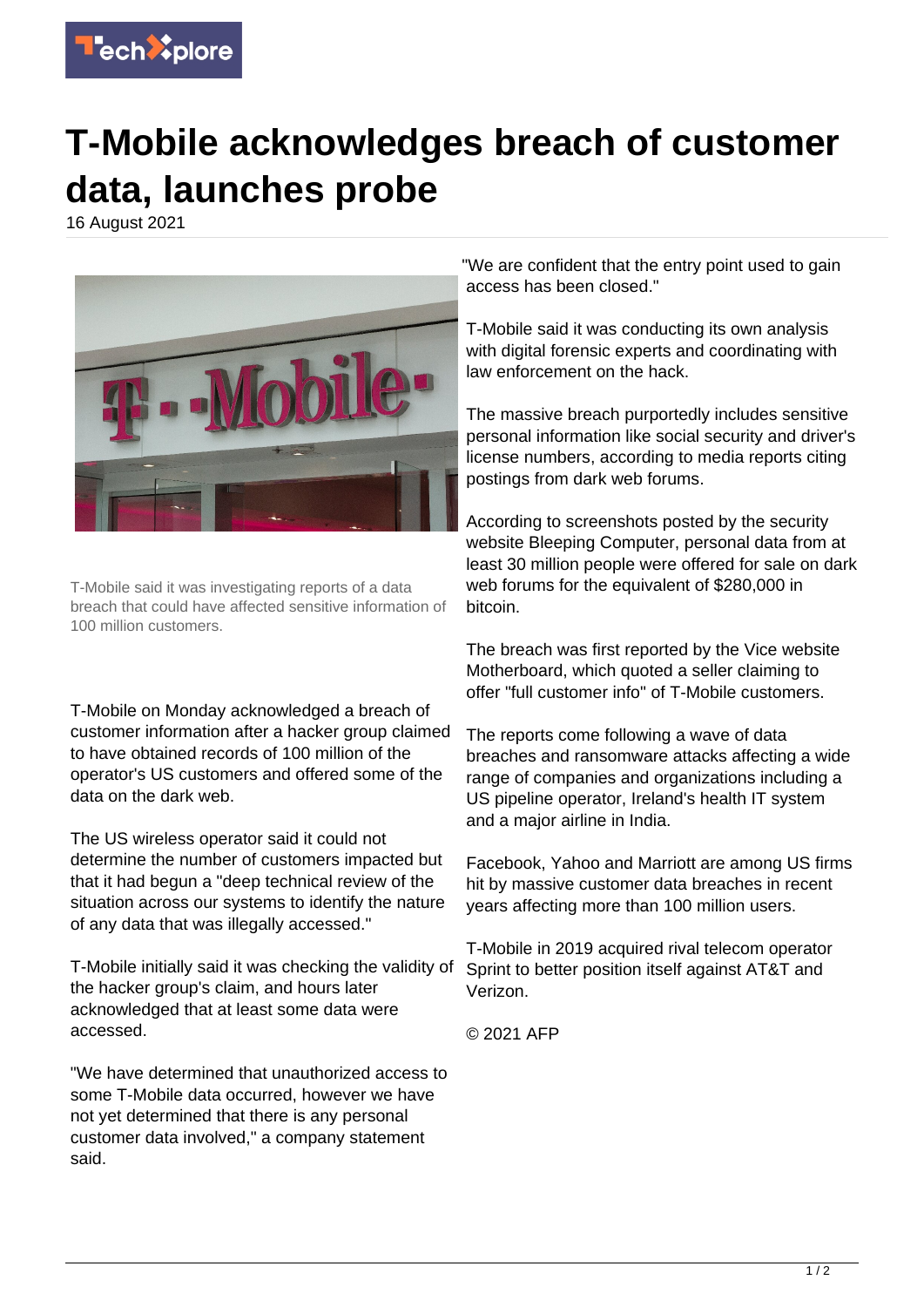# T-Mobile acknowledges breach of customer data, launches probe

16 August 2021

T-Mobile said it was investigating reports of a data breach that could have affected sensitive information of 100 million customers.

T-Mobile on Monday acknowledged a breach of customer information after a hacker group claimed to have obtained records of 100 million of the operator's US customers and offered some of the data on the dark web.

The US wireless operator said it could not determine the number of customers impacted but that it had begun a "deep technical review of the situation across our systems to identify the nature of any data that was illegally accessed."

T-Mobile initially said it was checking the validity of the hacker group's claim, and hours later acknowledged that at least some data were accessed.

"We have determined that unauthorized access to some T-Mobile data occurred, however we have not yet determined that there is any personal customer data involved," a company statement said.

"We are confident that the entry point used to gain access has been closed."

T-Mobile said it was conducting its own analysis with digital forensic experts and coordinating with law enforcement on the hack.

The massive breach purportedly includes sensitive personal information like social security and driver's license numbers, according to media reports citing postings from dark web forums.

According to screenshots posted by the security website Bleeping Computer, personal data from at least 30 million people were offered for sale on dark web forums for the equivalent of $280,000 in bitcoin.

The breach was first reported by the Vice website Motherboard, which quoted a seller claiming to offer "full customer info" of T-Mobile customers.

The reports come following a wave of data breaches and ransomware attacks affecting a wide range of companies and organizations including a US pipeline operator, Ireland's health IT system and a major airline in India.

Facebook, Yahoo and Marriott are among US firms hit by massive customer data breaches in recent years affecting more than 100 million users.

T-Mobile in 2019 acquired rival telecom operator Sprint to better position itself against AT&T and Verizon.

© 2021 AFP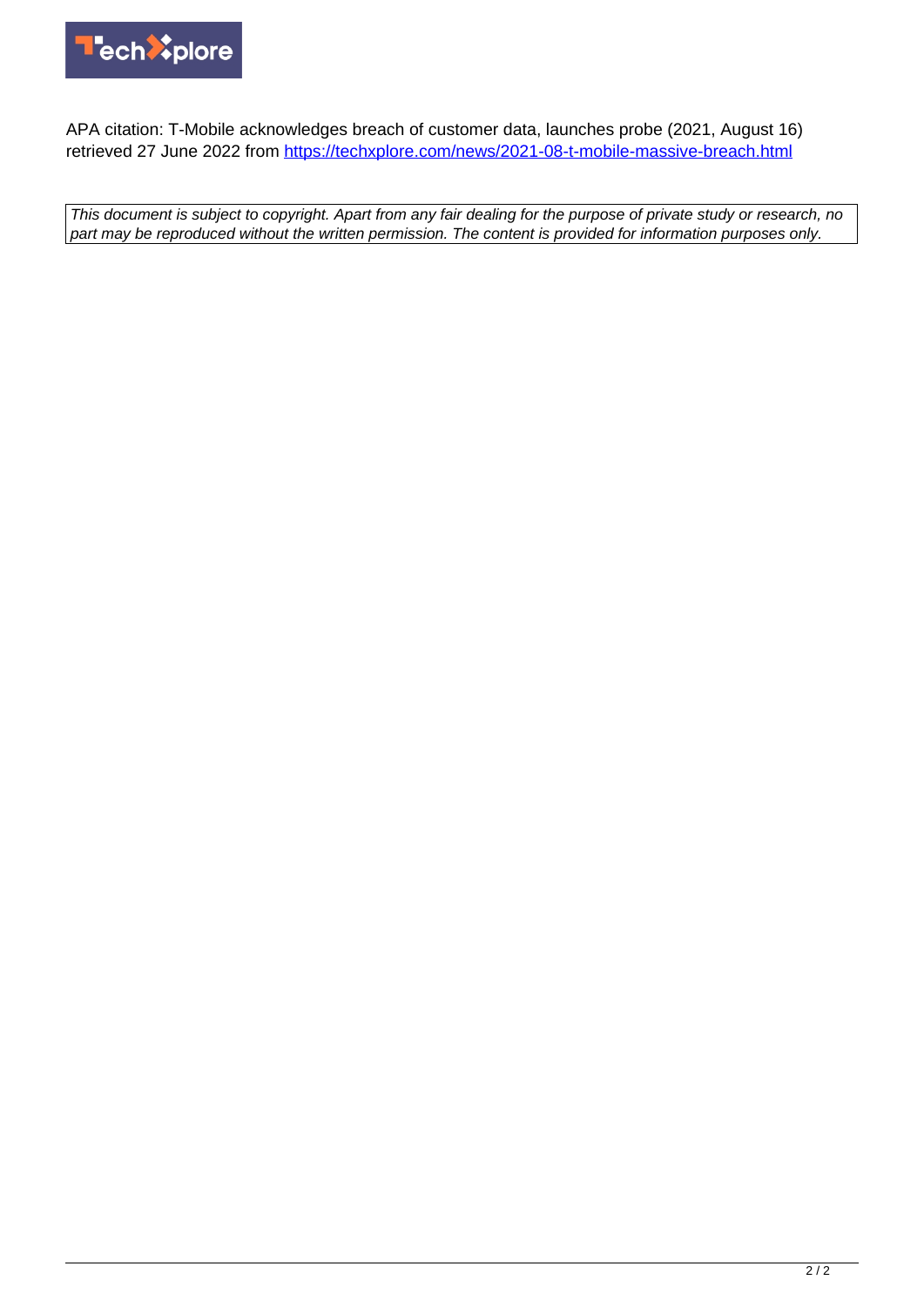APA citation: T-Mobile acknowledges breach of customer data, launches probe (2021, August 16) retrieved 27 June 2022 from https://techxplore.com/news/2021-08-t-mobile-massive-breach.html

*This document is subject to copyright. Apart from any fair dealing for the purpose of private study or research, no part may be reproduced without the written permission. The content is provided for information purposes only.*